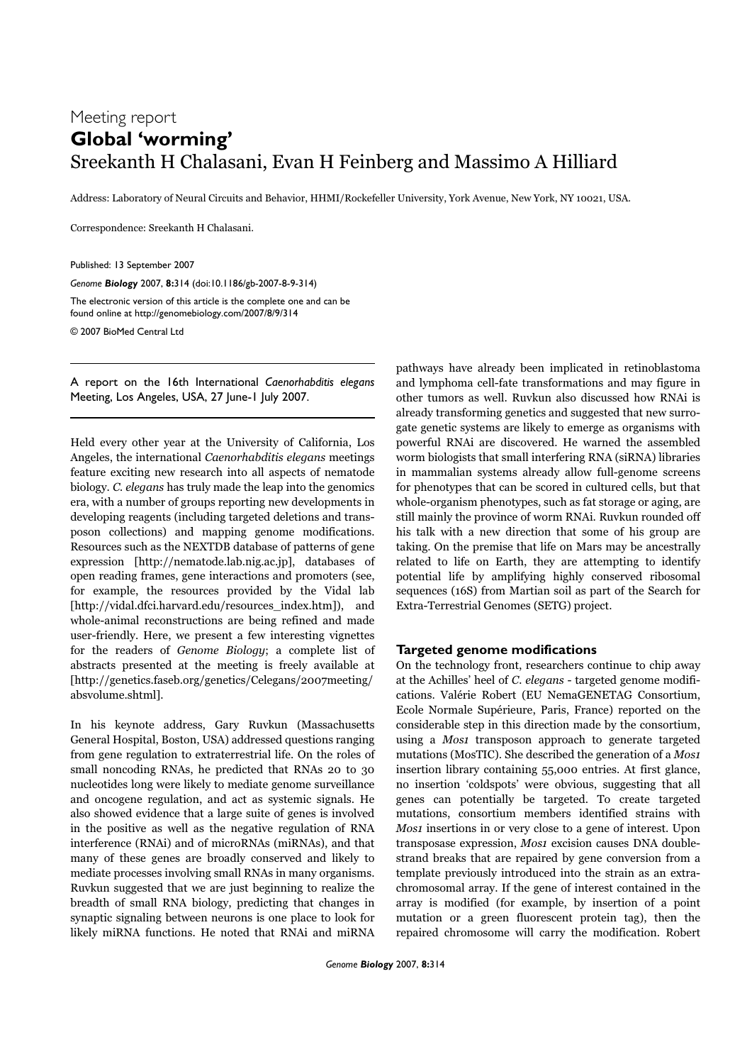Meeting report

# Global 'worming'

Sreekanth H Chalasani, Evan H Feinberg and Massimo A Hilliard

Address: Laboratory of Neural Circuits and Behavior, HHMI/Rockefeller University, York Avenue, New York, NY 10021, USA.

Correspondence: Sreekanth H Chalasani.

Published: 13 September 2007

*Genome **Biology*** 2007, **8:**314 (doi:10.1186/gb-2007-8-9-314)

The electronic version of this article is the complete one and can be found online at http://genomebiology.com/2007/8/9/314

© 2007 BioMed Central Ltd

A report on the 16th International *Caenorhabditis elegans* Meeting, Los Angeles, USA, 27 June-1 July 2007.

Held every other year at the University of California, Los Angeles, the international *Caenorhabditis elegans* meetings feature exciting new research into all aspects of nematode biology. *C. elegans* has truly made the leap into the genomics era, with a number of groups reporting new developments in developing reagents (including targeted deletions and transposon collections) and mapping genome modifications. Resources such as the NEXTDB database of patterns of gene expression [http://nematode.lab.nig.ac.jp], databases of open reading frames, gene interactions and promoters (see, for example, the resources provided by the Vidal lab [http://vidal.dfci.harvard.edu/resources_index.htm]), and whole-animal reconstructions are being refined and made user-friendly. Here, we present a few interesting vignettes for the readers of *Genome Biology*; a complete list of abstracts presented at the meeting is freely available at [http://genetics.faseb.org/genetics/Celegans/2007meeting/absvolume.shtml].

In his keynote address, Gary Ruvkun (Massachusetts General Hospital, Boston, USA) addressed questions ranging from gene regulation to extraterrestrial life. On the roles of small noncoding RNAs, he predicted that RNAs 20 to 30 nucleotides long were likely to mediate genome surveillance and oncogene regulation, and act as systemic signals. He also showed evidence that a large suite of genes is involved in the positive as well as the negative regulation of RNA interference (RNAi) and of microRNAs (miRNAs), and that many of these genes are broadly conserved and likely to mediate processes involving small RNAs in many organisms. Ruvkun suggested that we are just beginning to realize the breadth of small RNA biology, predicting that changes in synaptic signaling between neurons is one place to look for likely miRNA functions. He noted that RNAi and miRNA pathways have already been implicated in retinoblastoma and lymphoma cell-fate transformations and may figure in other tumors as well. Ruvkun also discussed how RNAi is already transforming genetics and suggested that new surrogate genetic systems are likely to emerge as organisms with powerful RNAi are discovered. He warned the assembled worm biologists that small interfering RNA (siRNA) libraries in mammalian systems already allow full-genome screens for phenotypes that can be scored in cultured cells, but that whole-organism phenotypes, such as fat storage or aging, are still mainly the province of worm RNAi. Ruvkun rounded off his talk with a new direction that some of his group are taking. On the premise that life on Mars may be ancestrally related to life on Earth, they are attempting to identify potential life by amplifying highly conserved ribosomal sequences (16S) from Martian soil as part of the Search for Extra-Terrestrial Genomes (SETG) project.

## Targeted genome modifications

On the technology front, researchers continue to chip away at the Achilles' heel of *C. elegans* - targeted genome modifications. Valérie Robert (EU NemaGENETAG Consortium, Ecole Normale Supérieure, Paris, France) reported on the considerable step in this direction made by the consortium, using a *Mos1* transposon approach to generate targeted mutations (MosTIC). She described the generation of a *Mos1* insertion library containing 55,000 entries. At first glance, no insertion 'coldspots' were obvious, suggesting that all genes can potentially be targeted. To create targeted mutations, consortium members identified strains with *Mos1* insertions in or very close to a gene of interest. Upon transposase expression, *Mos1* excision causes DNA double-strand breaks that are repaired by gene conversion from a template previously introduced into the strain as an extrachromosomal array. If the gene of interest contained in the array is modified (for example, by insertion of a point mutation or a green fluorescent protein tag), then the repaired chromosome will carry the modification. Robert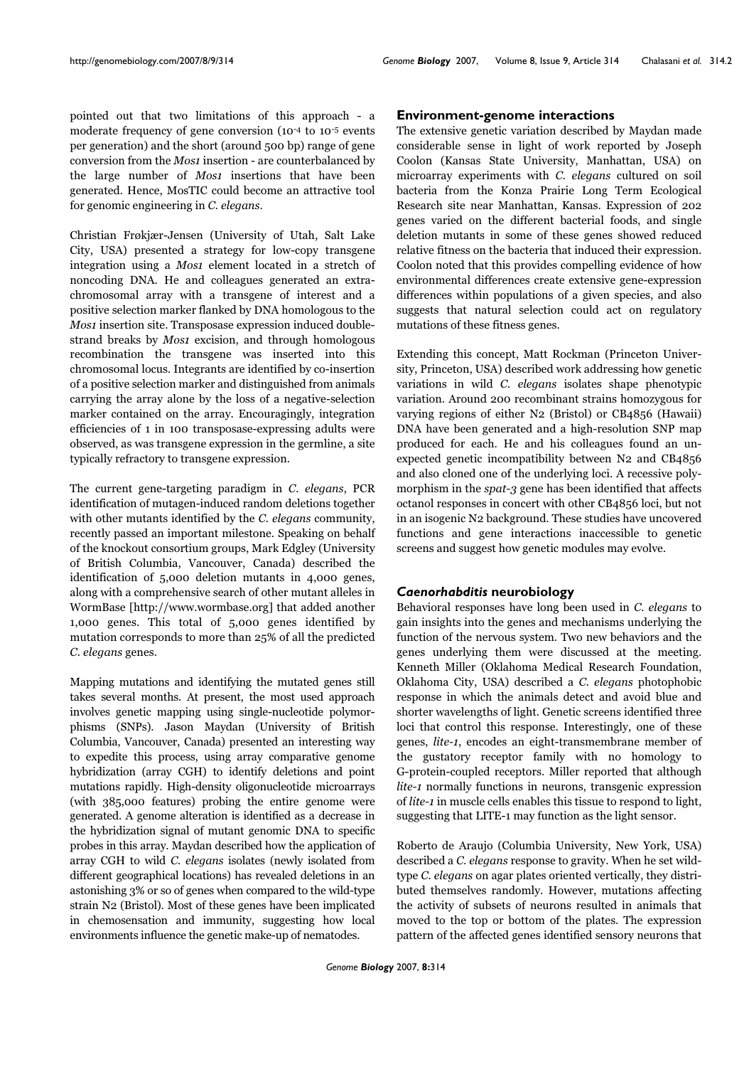pointed out that two limitations of this approach - a moderate frequency of gene conversion ($10^{-4}$ to $10^{-5}$ events per generation) and the short (around 500 bp) range of gene conversion from the *Mos1* insertion - are counterbalanced by the large number of *Mos1* insertions that have been generated. Hence, MosTIC could become an attractive tool for genomic engineering in *C. elegans*.

Christian Frøkjær-Jensen (University of Utah, Salt Lake City, USA) presented a strategy for low-copy transgene integration using a *Mos1* element located in a stretch of noncoding DNA. He and colleagues generated an extrachromosomal array with a transgene of interest and a positive selection marker flanked by DNA homologous to the *Mos1* insertion site. Transposase expression induced double-strand breaks by *Mos1* excision, and through homologous recombination the transgene was inserted into this chromosomal locus. Integrants are identified by co-insertion of a positive selection marker and distinguished from animals carrying the array alone by the loss of a negative-selection marker contained on the array. Encouragingly, integration efficiencies of 1 in 100 transposase-expressing adults were observed, as was transgene expression in the germline, a site typically refractory to transgene expression.

The current gene-targeting paradigm in *C. elegans*, PCR identification of mutagen-induced random deletions together with other mutants identified by the *C. elegans* community, recently passed an important milestone. Speaking on behalf of the knockout consortium groups, Mark Edgley (University of British Columbia, Vancouver, Canada) described the identification of 5,000 deletion mutants in 4,000 genes, along with a comprehensive search of other mutant alleles in WormBase [http://www.wormbase.org] that added another 1,000 genes. This total of 5,000 genes identified by mutation corresponds to more than 25% of all the predicted *C. elegans* genes.

Mapping mutations and identifying the mutated genes still takes several months. At present, the most used approach involves genetic mapping using single-nucleotide polymorphisms (SNPs). Jason Maydan (University of British Columbia, Vancouver, Canada) presented an interesting way to expedite this process, using array comparative genome hybridization (array CGH) to identify deletions and point mutations rapidly. High-density oligonucleotide microarrays (with 385,000 features) probing the entire genome were generated. A genome alteration is identified as a decrease in the hybridization signal of mutant genomic DNA to specific probes in this array. Maydan described how the application of array CGH to wild *C. elegans* isolates (newly isolated from different geographical locations) has revealed deletions in an astonishing 3% or so of genes when compared to the wild-type strain N2 (Bristol). Most of these genes have been implicated in chemosensation and immunity, suggesting how local environments influence the genetic make-up of nematodes.

## Environment-genome interactions

The extensive genetic variation described by Maydan made considerable sense in light of work reported by Joseph Coolon (Kansas State University, Manhattan, USA) on microarray experiments with *C. elegans* cultured on soil bacteria from the Konza Prairie Long Term Ecological Research site near Manhattan, Kansas. Expression of 202 genes varied on the different bacterial foods, and single deletion mutants in some of these genes showed reduced relative fitness on the bacteria that induced their expression. Coolon noted that this provides compelling evidence of how environmental differences create extensive gene-expression differences within populations of a given species, and also suggests that natural selection could act on regulatory mutations of these fitness genes.

Extending this concept, Matt Rockman (Princeton University, Princeton, USA) described work addressing how genetic variations in wild *C. elegans* isolates shape phenotypic variation. Around 200 recombinant strains homozygous for varying regions of either N2 (Bristol) or CB4856 (Hawaii) DNA have been generated and a high-resolution SNP map produced for each. He and his colleagues found an unexpected genetic incompatibility between N2 and CB4856 and also cloned one of the underlying loci. A recessive polymorphism in the *spat-3* gene has been identified that affects octanol responses in concert with other CB4856 loci, but not in an isogenic N2 background. These studies have uncovered functions and gene interactions inaccessible to genetic screens and suggest how genetic modules may evolve.

## *Caenorhabditis* neurobiology

Behavioral responses have long been used in *C. elegans* to gain insights into the genes and mechanisms underlying the function of the nervous system. Two new behaviors and the genes underlying them were discussed at the meeting. Kenneth Miller (Oklahoma Medical Research Foundation, Oklahoma City, USA) described a *C. elegans* photophobic response in which the animals detect and avoid blue and shorter wavelengths of light. Genetic screens identified three loci that control this response. Interestingly, one of these genes, *lite-1*, encodes an eight-transmembrane member of the gustatory receptor family with no homology to G-protein-coupled receptors. Miller reported that although *lite-1* normally functions in neurons, transgenic expression of *lite-1* in muscle cells enables this tissue to respond to light, suggesting that LITE-1 may function as the light sensor.

Roberto de Araujo (Columbia University, New York, USA) described a *C. elegans* response to gravity. When he set wild-type *C. elegans* on agar plates oriented vertically, they distributed themselves randomly. However, mutations affecting the activity of subsets of neurons resulted in animals that moved to the top or bottom of the plates. The expression pattern of the affected genes identified sensory neurons that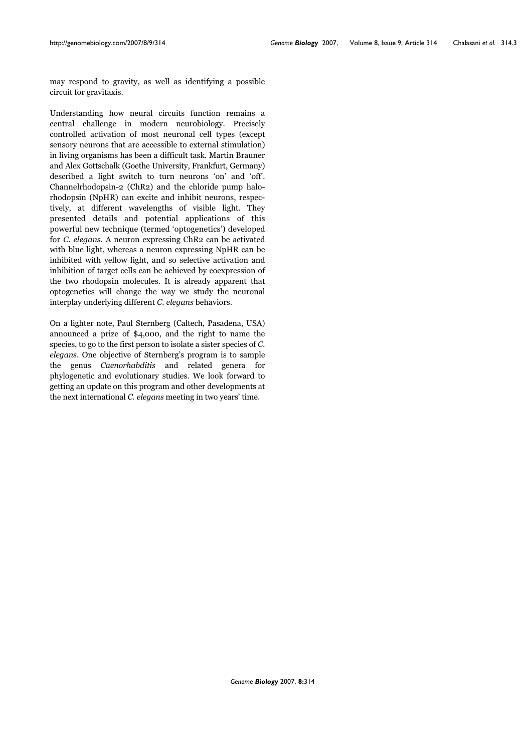may respond to gravity, as well as identifying a possible circuit for gravitaxis.

Understanding how neural circuits function remains a central challenge in modern neurobiology. Precisely controlled activation of most neuronal cell types (except sensory neurons that are accessible to external stimulation) in living organisms has been a difficult task. Martin Brauner and Alex Gottschalk (Goethe University, Frankfurt, Germany) described a light switch to turn neurons 'on' and 'off'. Channelrhodopsin-2 (ChR2) and the chloride pump halorhodopsin (NpHR) can excite and inhibit neurons, respectively, at different wavelengths of visible light. They presented details and potential applications of this powerful new technique (termed 'optogenetics') developed for *C. elegans*. A neuron expressing ChR2 can be activated with blue light, whereas a neuron expressing NpHR can be inhibited with yellow light, and so selective activation and inhibition of target cells can be achieved by coexpression of the two rhodopsin molecules. It is already apparent that optogenetics will change the way we study the neuronal interplay underlying different *C. elegans* behaviors.

On a lighter note, Paul Sternberg (Caltech, Pasadena, USA) announced a prize of $4,000, and the right to name the species, to go to the first person to isolate a sister species of *C. elegans*. One objective of Sternberg's program is to sample the genus *Caenorhabditis* and related genera for phylogenetic and evolutionary studies. We look forward to getting an update on this program and other developments at the next international *C. elegans* meeting in two years' time.